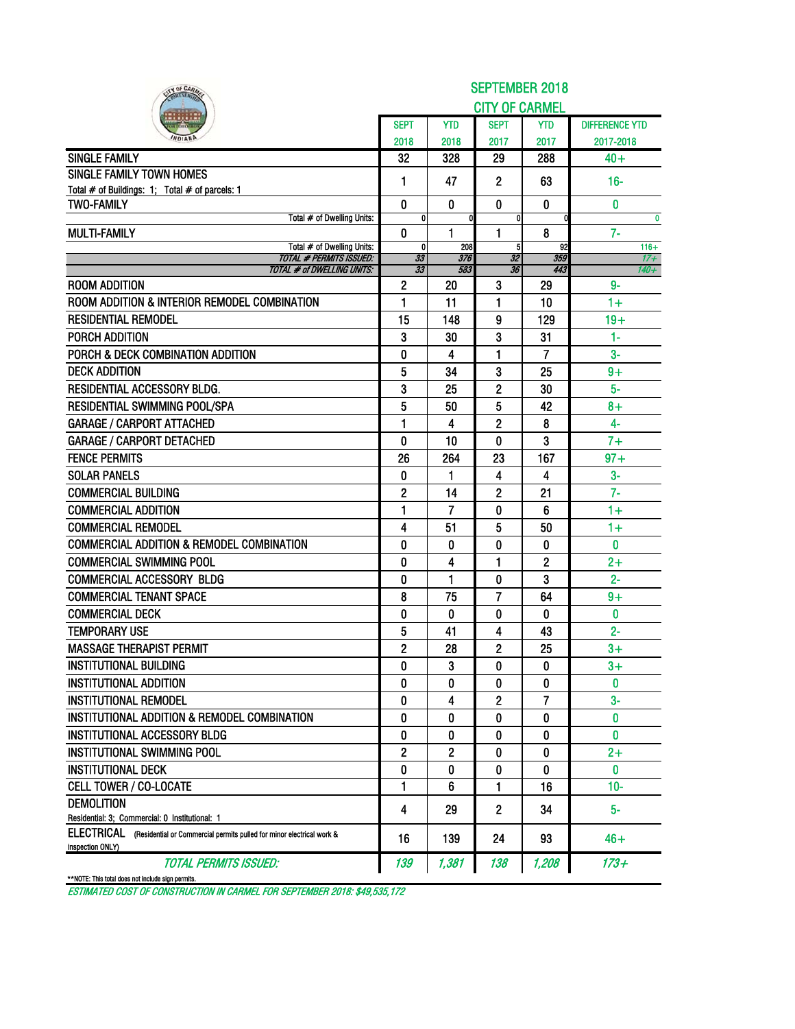# SEPTEMBER 2018

## CITY OF CARMEL

| | SEPT 2018 | YTD 2018 | SEPT 2017 | YTD 2017 | DIFFERENCE YTD 2017-2018 |
|---|---|---|---|---|---|
| SINGLE FAMILY | 32 | 328 | 29 | 288 | 40+ |
| SINGLE FAMILY TOWN HOMES<br>Total # of Buildings: 1; Total # of parcels: 1 | 1 | 47 | 2 | 63 | 16- |
| TWO-FAMILY | 0 | 0 | 0 | 0 | 0 |
| Total # of Dwelling Units: | 0 | 0 | 0 | 0 | 0 |
| MULTI-FAMILY | 0 | 1 | 1 | 8 | 7- |
| Total # of Dwelling Units: | 0 | 208 | 5 | 92 | 116+ |
| *TOTAL # PERMITS ISSUED:* | *33* | *376* | *32* | *359* | *17+* |
| *TOTAL # of DWELLING UNITS:* | *33* | *583* | *36* | *443* | *140+* |
| ROOM ADDITION | 2 | 20 | 3 | 29 | 9- |
| ROOM ADDITION & INTERIOR REMODEL COMBINATION | 1 | 11 | 1 | 10 | 1+ |
| RESIDENTIAL REMODEL | 15 | 148 | 9 | 129 | 19+ |
| PORCH ADDITION | 3 | 30 | 3 | 31 | 1- |
| PORCH & DECK COMBINATION ADDITION | 0 | 4 | 1 | 7 | 3- |
| DECK ADDITION | 5 | 34 | 3 | 25 | 9+ |
| RESIDENTIAL ACCESSORY BLDG. | 3 | 25 | 2 | 30 | 5- |
| RESIDENTIAL SWIMMING POOL/SPA | 5 | 50 | 5 | 42 | 8+ |
| GARAGE / CARPORT ATTACHED | 1 | 4 | 2 | 8 | 4- |
| GARAGE / CARPORT DETACHED | 0 | 10 | 0 | 3 | 7+ |
| FENCE PERMITS | 26 | 264 | 23 | 167 | 97+ |
| SOLAR PANELS | 0 | 1 | 4 | 4 | 3- |
| COMMERCIAL BUILDING | 2 | 14 | 2 | 21 | 7- |
| COMMERCIAL ADDITION | 1 | 7 | 0 | 6 | 1+ |
| COMMERCIAL REMODEL | 4 | 51 | 5 | 50 | 1+ |
| COMMERCIAL ADDITION & REMODEL COMBINATION | 0 | 0 | 0 | 0 | 0 |
| COMMERCIAL SWIMMING POOL | 0 | 4 | 1 | 2 | 2+ |
| COMMERCIAL ACCESSORY BLDG | 0 | 1 | 0 | 3 | 2- |
| COMMERCIAL TENANT SPACE | 8 | 75 | 7 | 64 | 9+ |
| COMMERCIAL DECK | 0 | 0 | 0 | 0 | 0 |
| TEMPORARY USE | 5 | 41 | 4 | 43 | 2- |
| MASSAGE THERAPIST PERMIT | 2 | 28 | 2 | 25 | 3+ |
| INSTITUTIONAL BUILDING | 0 | 3 | 0 | 0 | 3+ |
| INSTITUTIONAL ADDITION | 0 | 0 | 0 | 0 | 0 |
| INSTITUTIONAL REMODEL | 0 | 4 | 2 | 7 | 3- |
| INSTITUTIONAL ADDITION & REMODEL COMBINATION | 0 | 0 | 0 | 0 | 0 |
| INSTITUTIONAL ACCESSORY BLDG | 0 | 0 | 0 | 0 | 0 |
| INSTITUTIONAL SWIMMING POOL | 2 | 2 | 0 | 0 | 2+ |
| INSTITUTIONAL DECK | 0 | 0 | 0 | 0 | 0 |
| CELL TOWER / CO-LOCATE | 1 | 6 | 1 | 16 | 10- |
| DEMOLITION<br>Residential: 3; Commercial: 0 Institutional: 1 | 4 | 29 | 2 | 34 | 5- |
| ELECTRICAL (Residential or Commercial permits pulled for minor electrical work & inspection ONLY) | 16 | 139 | 24 | 93 | 46+ |
| *TOTAL PERMITS ISSUED:* | *139* | *1,381* | *138* | *1,208* | *173+* |

**NOTE: This total does not include sign permits.

*ESTIMATED COST OF CONSTRUCTION IN CARMEL FOR SEPTEMBER 2018: $49,535,172*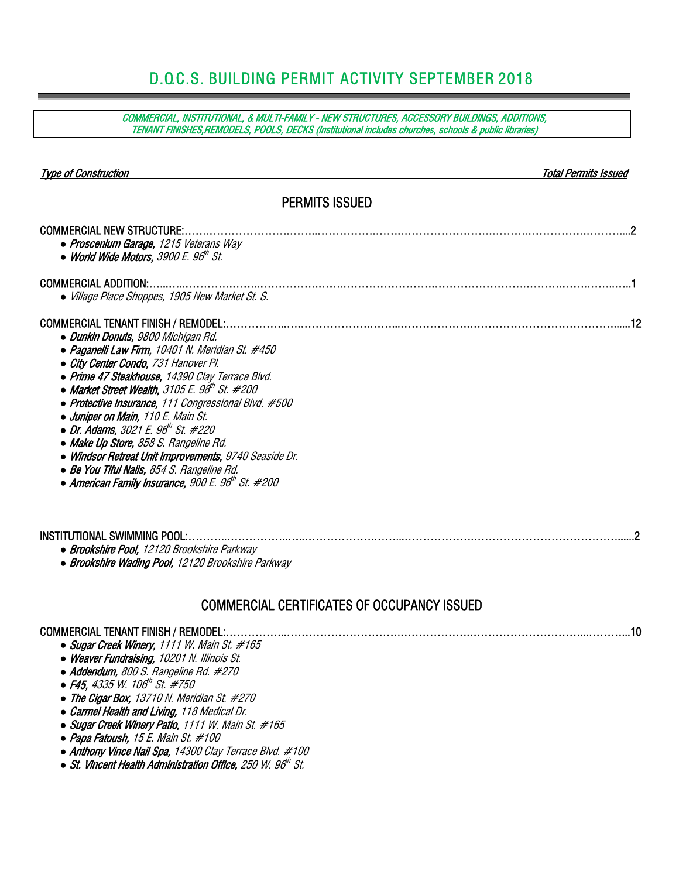# D.O.C.S. BUILDING PERMIT ACTIVITY SEPTEMBER 2018

*COMMERCIAL, INSTITUTIONAL, & MULTI-FAMILY - NEW STRUCTURES, ACCESSORY BUILDINGS, ADDITIONS, TENANT FINISHES,REMODELS, POOLS, DECKS (Institutional includes churches, schools & public libraries)*

*Type of Construction* — *Total Permits Issued*

## PERMITS ISSUED

COMMERCIAL NEW STRUCTURE: ..... 2

- ***Proscenium Garage,*** *1215 Veterans Way*
- ***World Wide Motors,*** *3900 E. 96th St.*

COMMERCIAL ADDITION: ..... 1

- *Village Place Shoppes, 1905 New Market St. S.*

COMMERCIAL TENANT FINISH / REMODEL: ..... 12

- ***Dunkin Donuts,*** *9800 Michigan Rd.*
- ***Paganelli Law Firm,*** *10401 N. Meridian St. #450*
- ***City Center Condo,*** *731 Hanover Pl.*
- ***Prime 47 Steakhouse,*** *14390 Clay Terrace Blvd.*
- ***Market Street Wealth,*** *3105 E. 98th St. #200*
- ***Protective Insurance,*** *111 Congressional Blvd. #500*
- ***Juniper on Main,*** *110 E. Main St.*
- ***Dr. Adams,*** *3021 E. 96th St. #220*
- ***Make Up Store,*** *858 S. Rangeline Rd.*
- ***Windsor Retreat Unit Improvements,*** *9740 Seaside Dr.*
- ***Be You Tiful Nails,*** *854 S. Rangeline Rd.*
- ***American Family Insurance,*** *900 E. 96th St. #200*

INSTITUTIONAL SWIMMING POOL: ..... 2

- ***Brookshire Pool,*** *12120 Brookshire Parkway*
- ***Brookshire Wading Pool,*** *12120 Brookshire Parkway*

## COMMERCIAL CERTIFICATES OF OCCUPANCY ISSUED

COMMERCIAL TENANT FINISH / REMODEL: ..... 10

- ***Sugar Creek Winery,*** *1111 W. Main St. #165*
- ***Weaver Fundraising,*** *10201 N. Illinois St.*
- ***Addendum,*** *800 S. Rangeline Rd. #270*
- ***F45,*** *4335 W. 106th St. #750*
- ***The Cigar Box,*** *13710 N. Meridian St. #270*
- ***Carmel Health and Living,*** *118 Medical Dr.*
- ***Sugar Creek Winery Patio,*** *1111 W. Main St. #165*
- ***Papa Fatoush,*** *15 E. Main St. #100*
- ***Anthony Vince Nail Spa,*** *14300 Clay Terrace Blvd. #100*
- ***St. Vincent Health Administration Office,*** *250 W. 96th St.*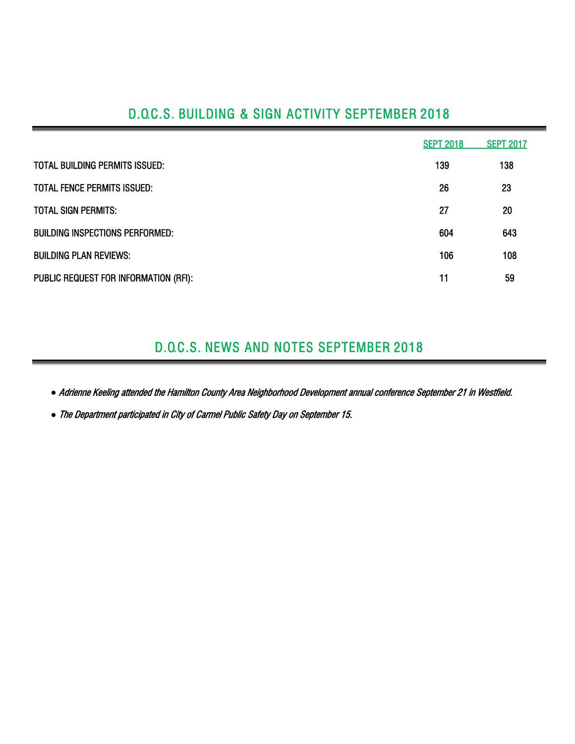## D.O.C.S. BUILDING & SIGN ACTIVITY SEPTEMBER 2018

| | SEPT 2018 | SEPT 2017 |
|---|---|---|
| TOTAL BUILDING PERMITS ISSUED: | 139 | 138 |
| TOTAL FENCE PERMITS ISSUED: | 26 | 23 |
| TOTAL SIGN PERMITS: | 27 | 20 |
| BUILDING INSPECTIONS PERFORMED: | 604 | 643 |
| BUILDING PLAN REVIEWS: | 106 | 108 |
| PUBLIC REQUEST FOR INFORMATION (RFI): | 11 | 59 |

## D.O.C.S. NEWS AND NOTES SEPTEMBER 2018

- *Adrienne Keeling attended the Hamilton County Area Neighborhood Development annual conference September 21 in Westfield.*
- *The Department participated in City of Carmel Public Safety Day on September 15.*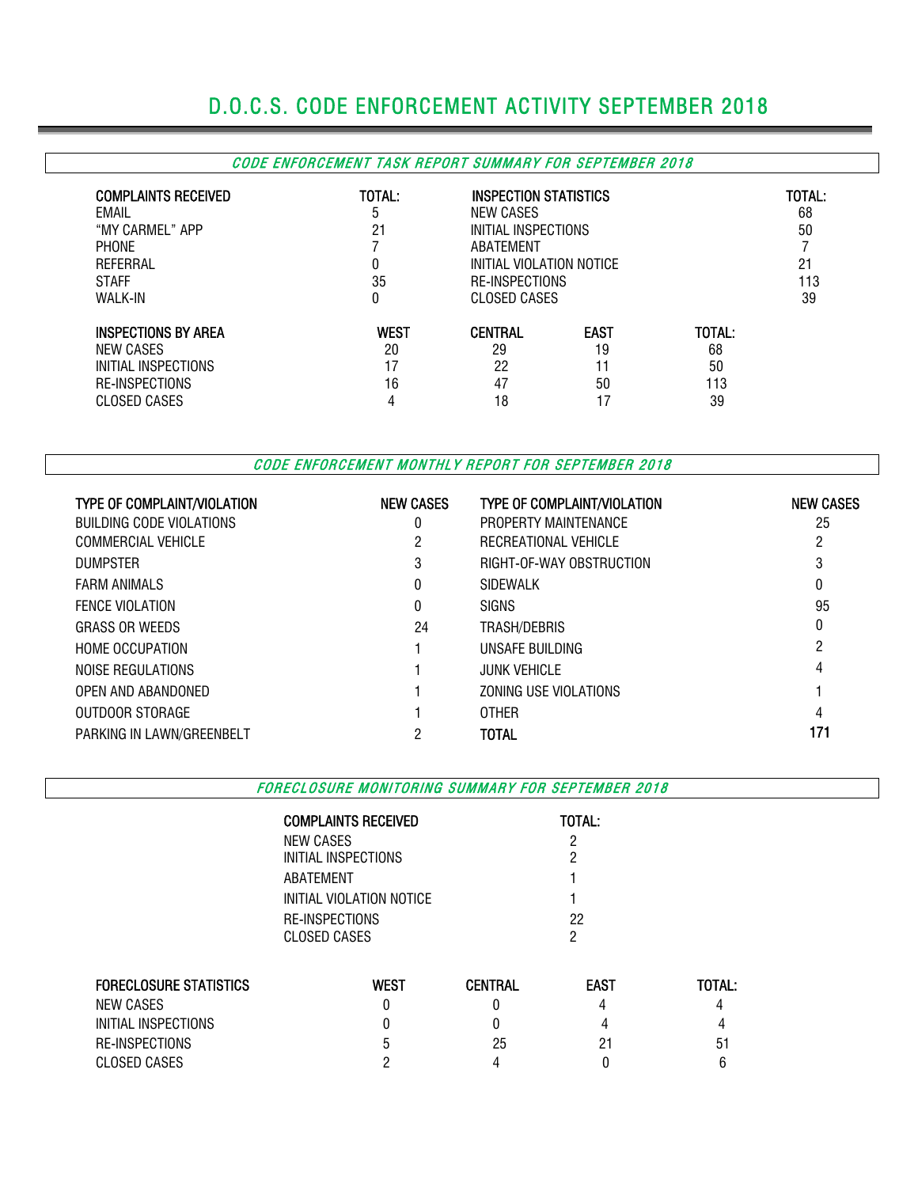# D.O.C.S. CODE ENFORCEMENT ACTIVITY SEPTEMBER 2018

## *CODE ENFORCEMENT TASK REPORT SUMMARY FOR SEPTEMBER 2018*

| COMPLAINTS RECEIVED | TOTAL: | INSPECTION STATISTICS | TOTAL: |
|---|---|---|---|
| EMAIL | 5 | NEW CASES | 68 |
| "MY CARMEL" APP | 21 | INITIAL INSPECTIONS | 50 |
| PHONE | 7 | ABATEMENT | 7 |
| REFERRAL | 0 | INITIAL VIOLATION NOTICE | 21 |
| STAFF | 35 | RE-INSPECTIONS | 113 |
| WALK-IN | 0 | CLOSED CASES | 39 |

| INSPECTIONS BY AREA | WEST | CENTRAL | EAST | TOTAL: |
|---|---|---|---|---|
| NEW CASES | 20 | 29 | 19 | 68 |
| INITIAL INSPECTIONS | 17 | 22 | 11 | 50 |
| RE-INSPECTIONS | 16 | 47 | 50 | 113 |
| CLOSED CASES | 4 | 18 | 17 | 39 |

## *CODE ENFORCEMENT MONTHLY REPORT FOR SEPTEMBER 2018*

| TYPE OF COMPLAINT/VIOLATION | NEW CASES | TYPE OF COMPLAINT/VIOLATION | NEW CASES |
|---|---|---|---|
| BUILDING CODE VIOLATIONS | 0 | PROPERTY MAINTENANCE | 25 |
| COMMERCIAL VEHICLE | 2 | RECREATIONAL VEHICLE | 2 |
| DUMPSTER | 3 | RIGHT-OF-WAY OBSTRUCTION | 3 |
| FARM ANIMALS | 0 | SIDEWALK | 0 |
| FENCE VIOLATION | 0 | SIGNS | 95 |
| GRASS OR WEEDS | 24 | TRASH/DEBRIS | 0 |
| HOME OCCUPATION | 1 | UNSAFE BUILDING | 2 |
| NOISE REGULATIONS | 1 | JUNK VEHICLE | 4 |
| OPEN AND ABANDONED | 1 | ZONING USE VIOLATIONS | 1 |
| OUTDOOR STORAGE | 1 | OTHER | 4 |
| PARKING IN LAWN/GREENBELT | 2 | **TOTAL** | **171** |

## *FORECLOSURE MONITORING SUMMARY FOR SEPTEMBER 2018*

| COMPLAINTS RECEIVED | TOTAL: |
|---|---|
| NEW CASES | 2 |
| INITIAL INSPECTIONS | 2 |
| ABATEMENT | 1 |
| INITIAL VIOLATION NOTICE | 1 |
| RE-INSPECTIONS | 22 |
| CLOSED CASES | 2 |

| FORECLOSURE STATISTICS | WEST | CENTRAL | EAST | TOTAL: |
|---|---|---|---|---|
| NEW CASES | 0 | 0 | 4 | 4 |
| INITIAL INSPECTIONS | 0 | 0 | 4 | 4 |
| RE-INSPECTIONS | 5 | 25 | 21 | 51 |
| CLOSED CASES | 2 | 4 | 0 | 6 |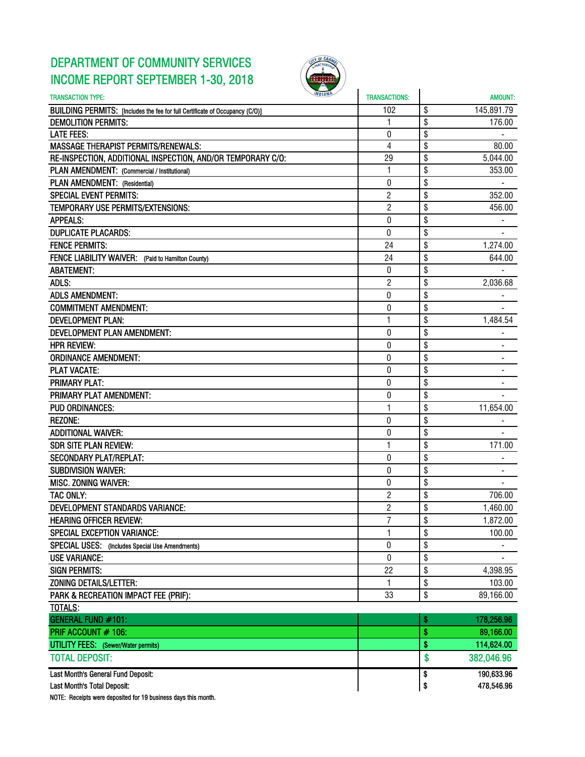# DEPARTMENT OF COMMUNITY SERVICES
# INCOME REPORT SEPTEMBER 1-30, 2018

| TRANSACTION TYPE: | TRANSACTIONS: | AMOUNT: |
|---|---|---|
| BUILDING PERMITS: [Includes the fee for full Certificate of Occupancy (C/O)] | 102 | $ 145,891.79 |
| DEMOLITION PERMITS: | 1 | $ 176.00 |
| LATE FEES: | 0 | $ - |
| MASSAGE THERAPIST PERMITS/RENEWALS: | 4 | $ 80.00 |
| RE-INSPECTION, ADDITIONAL INSPECTION, AND/OR TEMPORARY C/O: | 29 | $ 5,044.00 |
| PLAN AMENDMENT: (Commercial / Institutional) | 1 | $ 353.00 |
| PLAN AMENDMENT: (Residential) | 0 | $ - |
| SPECIAL EVENT PERMITS: | 2 | $ 352.00 |
| TEMPORARY USE PERMITS/EXTENSIONS: | 2 | $ 456.00 |
| APPEALS: | 0 | $ - |
| DUPLICATE PLACARDS: | 0 | $ - |
| FENCE PERMITS: | 24 | $ 1,274.00 |
| FENCE LIABILITY WAIVER: (Paid to Hamilton County) | 24 | $ 644.00 |
| ABATEMENT: | 0 | $ - |
| ADLS: | 2 | $ 2,036.68 |
| ADLS AMENDMENT: | 0 | $ - |
| COMMITMENT AMENDMENT: | 0 | $ - |
| DEVELOPMENT PLAN: | 1 | $ 1,484.54 |
| DEVELOPMENT PLAN AMENDMENT: | 0 | $ - |
| HPR REVIEW: | 0 | $ - |
| ORDINANCE AMENDMENT: | 0 | $ - |
| PLAT VACATE: | 0 | $ - |
| PRIMARY PLAT: | 0 | $ - |
| PRIMARY PLAT AMENDMENT: | 0 | $ - |
| PUD ORDINANCES: | 1 | $ 11,654.00 |
| REZONE: | 0 | $ - |
| ADDITIONAL WAIVER: | 0 | $ - |
| SDR SITE PLAN REVIEW: | 1 | $ 171.00 |
| SECONDARY PLAT/REPLAT: | 0 | $ - |
| SUBDIVISION WAIVER: | 0 | $ - |
| MISC. ZONING WAIVER: | 0 | $ - |
| TAC ONLY: | 2 | $ 706.00 |
| DEVELOPMENT STANDARDS VARIANCE: | 2 | $ 1,460.00 |
| HEARING OFFICER REVIEW: | 7 | $ 1,872.00 |
| SPECIAL EXCEPTION VARIANCE: | 1 | $ 100.00 |
| SPECIAL USES: (Includes Special Use Amendments) | 0 | $ - |
| USE VARIANCE: | 0 | $ - |
| SIGN PERMITS: | 22 | $ 4,398.95 |
| ZONING DETAILS/LETTER: | 1 | $ 103.00 |
| PARK & RECREATION IMPACT FEE (PRIF): | 33 | $ 89,166.00 |
| TOTALS: | | |
| GENERAL FUND #101: | | $ 178,256.96 |
| PRIF ACCOUNT # 106: | | $ 89,166.00 |
| UTILITY FEES: (Sewer/Water permits) | | $ 114,624.00 |
| TOTAL DEPOSIT: | | $ 382,046.96 |
| Last Month's General Fund Deposit: | | $ 190,633.96 |
| Last Month's Total Deposit: | | $ 478,546.96 |

NOTE: Receipts were deposited for 19 business days this month.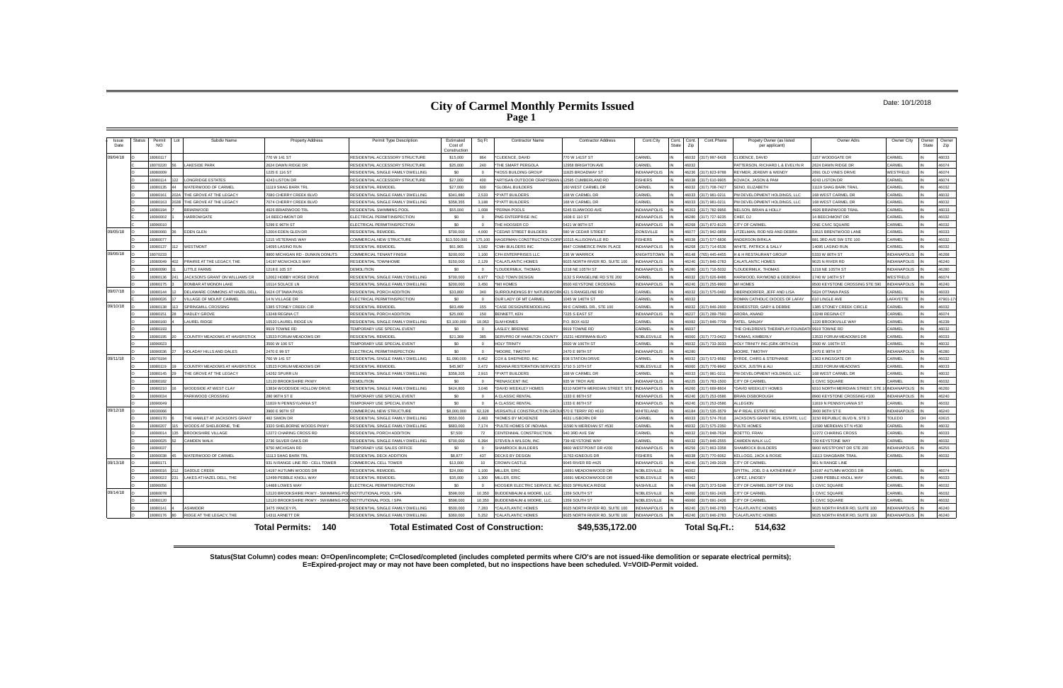# City of Carmel Monthly Permits Issued

**Page 1**

Date: 10/1/2018

| Issue Date | Status | Permit NO | Lot | Subdiv Name | Property Address | Permit Type Description | Estimated Cost of Construction | Sq Ft | Contractor Name | Contractor Address | Cont.City | Cont. State | Cont. Zip | Cont.Phone | Propety Owner (as listed per applicant) | Owner Adrs | Owner City | Owner State | Owner Zip |
|---|---|---|---|---|---|---|---|---|---|---|---|---|---|---|---|---|---|---|---|
| 09/04/18 | O | 18080117 | | | 770 W 141 ST | RESIDENTIAL ACCESSORY STRUCTURE | $15,000 | 864 | *CLIDENCE, DAVID | 770 W 141ST ST | CARMEL | IN | 46032 | (317) 997-6428 | CLIDENCE, DAVID | 1157 WOODGATE DR | CARMEL | IN | 46033 |
| | C | 18070220 | 56 | LAKESIDE PARK | 2624 DAWN RIDGE DR | RESIDENTIAL ACCESSORY STRUCTURE | $25,000 | 240 | *THE SMART PERGOLA | 12958 BRIGHTON AVE | CARMEL | IN | 46032 | | PATTERSON, RICHARD L & EVELYN R | 2624 DAWN RIDGE DR | CARMEL | IN | 46074 |
| | O | 18080009 | | | 1225 E 116 ST | RESIDENTIAL SINGLE FAMILY DWELLING | $0 | 0 | *HOSS BUILDING GROUP | 11825 BROADWAY ST | INDIANAPOLIS | IN | 46236 | (317) 823-9788 | REYMER, JEREMY & WENDY | 2691 OLD VINES DRIVE | WESTFIELD | IN | 46074 |
| | O | 18080114 | 122 | LONGRIDGE ESTATES | 4243 LISTON DR | RESIDENTIAL ACCESSORY STRUCTURE | $27,000 | 400 | *ARTISAN OUTDOOR CRAFTSMAN | 12595 CUMBERLAND RD | FISHERS | IN | 46038 | (317) 610-9905 | KOVACK, JASON & PAM | 4243 LISTON DR | CARMEL | IN | 46074 |
| | O | 18080135 | 44 | WATERWOOD OF CARMEL | 11119 SHAG BARK TRL | RESIDENTIAL REMODEL | $27,000 | 600 | *GLOBAL BUILDERS | 160 WEST CARMEL DR | CARMEL | IN | 46032 | (317) 708-7427 | SENO, ELIZABETH | 11119 SHAG BARK TRAIL | CARMEL | IN | 46032 |
| | O | 18080161 | 202A | THE GROVE AT THE LEGACY | 7080 CHERRY CREEK BLVD | RESIDENTIAL SINGLE FAMILY DWELLING | $341,880 | 2,533 | *PYATT BUILDERS | 168 W CARMEL DR | CARMEL | IN | 46033 | (317) 981-0211 | PM DEVELOPMENT HOLDINGS, LLC | 168 WEST CARMEL DR | CARMEL | IN | 46032 |
| | O | 18080163 | 202B | THE GROVE AT THE LEGACY | 7074 CHERRY CREEK BLVD | RESIDENTIAL SINGLE FAMILY DWELLING | $358,355 | 3,188 | *PYATT BUILDERS | 168 W CARMEL DR | CARMEL | IN | 46033 | (317) 981-0211 | PM DEVELOPMENT HOLDINGS, LLC | 168 WEST CARMEL DR | CARMEL | IN | 46032 |
| | O | 18080194 | 7 | BRIARWOOD | 4926 BRIARWOOD TRL | RESIDENTIAL SWIMMING POOL | $55,000 | 1,008 | *PERMA POOLS | 5245 ELMWOOD AVE | INDIANAPOLIS | IN | 46203 | (317) 782-9956 | NELSON, BRIAN & HOLLY | 4926 BRIARWOOD TRAIL | CARMEL | IN | 46033 |
| | O | 18090002 | 1 | HARROWGATE | 14 BEECHMONT DR | ELECTRICAL PERMIT/INSPECTION | $0 | 0 | PMG ENTERPRISE INC | 1608 E 110 ST | INDIANAPOLIS | IN | 46280 | (317) 727-9235 | CHIEF, DJ | 14 BEECHMONT DR | CARMEL | IN | 46032 |
| | O | 18090010 | | | 5299 E 96TH ST | ELECTRICAL PERMIT/INSPECTION | $0 | 0 | THE HOOSIER CO | 5421 W 86TH ST | INDIANAPOLIS | IN | 46268 | (317) 872-8125 | CITY OF CARMEL | ONE CIVIC SQUARE | CARMEL | IN | 46032 |
| 09/05/18 | O | 18080060 | 36 | EDEN GLEN | 12004 EDEN GLEN DR | RESIDENTIAL REMODEL | $700,000 | 4,000 | *CEDAR STREET BUILDERS | 580 W CEDAR STREET | ZIONSVILLE | IN | 46077 | (317) 942-0859 | LITZELMAN, ROD NSI AND DEBRA | 13515 BRENTWOOD LANE | CARMEL | IN | 46033 |
| | O | 18080077 | | | 1215 VETERANS WAY | COMMERCIAL NEW STRUCTURE | $13,500,000 | 175,100 | HAGERMAN CONSTRUCTION CORP | 10315 ALLISONVILLE RD | FISHERS | IN | 46038 | (317) 577-6636 | ANDERSON BIRKLA | 881 3RD AVE SW STE 100 | CARMEL | IN | 46032 |
| | O | 18080137 | 112 | WESTMONT | 14095 LASINO RUN | RESIDENTIAL REMODEL | $61,965 | 1,582 | *CMH BUILDERS INC | 8847 COMMERCE PARK PLACE | INDIANAPOLIS | IN | 46268 | (317) 714-6536 | WHITE, PATRICK & SALLY | 14095 LASINO RUN | CARMEL | IN | 46032 |
| 09/06/18 | O | 18070233 | | | 9800 MICHIGAN RD - DUNKIN DONUTS | COMMERCIAL TENANT FINISH | $200,000 | 1,100 | CFH ENTERPRISES LLC | 236 W WARRICK | KNIGHTSTOWN | IN | 46148 | (765) 445-4455 | H & H RESTAURANT GROUP | 5333 W 86TH ST | INDIANAPOLIS | IN | 46268 |
| | O | 18080049 | 402 | PRAIRIE AT THE LEGACY, THE | 14197 MCNICHOLS WAY | RESIDENTIAL TOWNHOME | $150,000 | 2,129 | *CALATLANTIC HOMES | 9025 NORTH RIVER RD, SUITE 100 | INDIANAPOLIS | IN | 46240 | (317) 846-2783 | CALATLANTIC HOMES | 9025 N RIVER RD | INDIANAPOLIS | IN | 46240 |
| | O | 18080090 | 31 | LITTLE FARMS | 1218 E 105 ST | DEMOLITION | $0 | 0 | *LOUDERMILK, THOMAS | 1218 NE 105TH ST | INDIANAPOLIS | IN | 46280 | (317) 716-5032 | *LOUDERMILK, THOMAS | 1218 NE 105TH ST | INDIANAPOLIS | IN | 46280 |
| | O | 18080136 | 241 | JACKSON'S GRANT ON WILLIAMS CR | 12062 HOBBY HORSE DRIVE | RESIDENTIAL SINGLE FAMILY DWELLING | $700,000 | 6,977 | *OLD TOWN DESIGN | 1132 S RANGELINE RD STE 200 | CARMEL | IN | 46032 | (317) 626-8486 | HARWOOD, RAYMOND & DEBORAH | 1740 W 146TH ST | WESTFIELD | IN | 46074 |
| | O | 18080175 | 3 | BONBAR AT MONON LAKE | 10114 SOLACE LN | RESIDENTIAL SINGLE FAMILY DWELLING | $200,000 | 3,450 | *M/I HOMES | 8500 KEYSTONE CROSSING | INDIANAPOLIS | IN | 46240 | (317) 255-9900 | M/I HOMES | 8500 KEYSTONE CROSSING STE 590 | INDIANAPOLIS | IN | 46240 |
| 09/07/18 | O | 18080144 | 12 | DELAWARE COMMONS AT HAZEL DELL | 5624 OTTAWA PASS | RESIDENTIAL PORCH ADDITION | $33,800 | 340 | SURROUNDINGS BY NATUREWORKS | 421 S RANGELINE RD | CARMEL | IN | 46032 | (317) 575-0482 | OBERNDORFER, JEFF AND LISA | 5624 OTTAWA PASS | CARMEL | IN | 46033 |
| | O | 18090026 | 17 | VILLAGE OF MOUNT CARMEL | 14 N VILLAGE DR | ELECTRICAL PERMIT/INSPECTION | $0 | 0 | OUR LADY OF MT CARMEL | 1045 W 146TH ST | CARMEL | IN | 46032 | | ROMAN CATHOLIC DIOCES OF LAFAY | 610 LINGLE AVE | LAFAYETTE | IN | 47901-17 |
| 09/10/18 | O | 18080138 | 113 | SPRINGMILL CROSSING | 1385 STONEY CREEK CIR | RESIDENTIAL REMODEL | $81,499 | 155 | *CASE DESIGN/REMODELING | 99 E CARMEL DR., STE 100 | CARMEL | IN | 46032 | (317) 846-2600 | DEMEESTER, GARY & DEBBIE | 1385 STONEY CREEK CIRCLE | CARMEL | IN | 46032 |
| | O | 18080151 | 28 | HADLEY GROVE | 13248 REGINA CT | RESIDENTIAL PORCH ADDITION | $25,000 | 150 | BENNETT, KEN | 7225 S EAST ST | INDIANAPOLIS | IN | 46227 | (317) 289-7560 | ARORA, ANAND | 13248 REGINA CT | CARMEL | IN | 46074 |
| | O | 18080160 | 4 | LAUREL RIDGE | 10520 LAUREL RIDGE LN | RESIDENTIAL SINGLE FAMILY DWELLING | $3,100,000 | 18,063 | SLM HOMES | P.O. BOX 4102 | CARMEL | IN | 46082 | (317) 846-7709 | PATEL, SANJAY | 1220 BROOKVILLE WAY | CARMEL | IN | 46239 |
| | O | 18080193 | | | 9919 TOWNE RD | TEMPORARY USE SPECIAL EVENT | $0 | 0 | LASLEY, BRIENNE | 9919 TOWNE RD | CARMEL | IN | 46037 | | THE CHILDREN'S THERAPLAY FOUNDATI | 9919 TOWNE RD | CARMEL | IN | 46032 |
| | O | 18080195 | 20 | COUNTRY MEADOWS AT HAVERSTICK | 13533 FORUM MEADOWS DR | RESIDENTIAL REMODEL | $21,369 | 385 | SERVPRO OF HAMILTON COUNTY | 15231 HERRIMAN BLVD | NOBLESVILLE | IN | 46060 | (317) 773-0422 | THOMAS, KIMBERLY | 13533 FORUM MEADOWS DR | CARMEL | IN | 46033 |
| | O | 18090023 | | | 3500 W 106 ST | TEMPORARY USE SPECIAL EVENT | $0 | 0 | HOLY TRINITY | 3500 W 106TH ST | CARMEL | IN | 46032 | (317) 732-3033 | HOLY TRINITY INC.(GRK.ORTH.CH) | 3500 W. 106TH ST. | CARMEL | IN | 46032 |
| | O | 18090026 | 27 | HOLADAY HILLS AND DALES | 2470 E 99 ST | ELECTRICAL PERMIT/INSPECTION | $0 | 0 | *MOORE, TIMOTHY | 2470 E 99TH ST | INDIANAPOLIS | IN | 46280 | | MOORE, TIMOTHY | 2470 E 99TH ST | INDIANAPOLIS | IN | 46280 |
| 09/11/18 | O | 18070194 | | | 760 W 141 ST | RESIDENTIAL SINGLE FAMILY DWELLING | $1,090,000 | 8,462 | COX & SHEPHERD, INC | 608 STATION DRIVE | CARMEL | IN | 46032 | (317) 573-9582 | BYRDE, CHRIS & STEPHANIE | 1363 KINGSGATE DR | CARMEL | IN | 46032 |
| | O | 18080119 | 19 | COUNTRY MEADOWS AT HAVERSTICK | 13523 FORUM MEADOWS DR | RESIDENTIAL REMODEL | $45,967 | 2,472 | INDIANA RESTORATION SERVICES | 1710 S 10TH ST | NOBLESVILLE | IN | 46060 | (317) 776-9942 | QUICK, JUSTIN & ALI | 13523 FORUM MEADOWS | CARMEL | IN | 46033 |
| | O | 18080145 | 29 | THE GROVE AT THE LEGACY | 14262 SPURR LN | RESIDENTIAL SINGLE FAMILY DWELLING | $358,205 | 2,915 | *PYATT BUILDERS | 168 W CARMEL DR | CARMEL | IN | 46033 | (317) 981-0211 | PM DEVELOPMENT HOLDINGS, LLC | 168 WEST CARMEL DR | CARMEL | IN | 46032 |
| | O | 18080182 | | | 12120 BROOKSHIRE PKWY | DEMOLITION | $0 | 0 | *RENASCENT INC | 935 W TROY AVE | INDIANAPOLIS | IN | 46225 | (317) 783-1500 | CITY OF CARMEL | 1 CIVIC SQUARE | CARMEL | IN | 46032 |
| | O | 18080210 | 16 | WOODSIDE AT WEST CLAY | 13834 WOODSIDE HOLLOW DRIVE | RESIDENTIAL SINGLE FAMILY DWELLING | $424,800 | 3,046 | *DAVID WEEKLEY HOMES | 9310 NORTH MERIDIAN STREET, STE 100 | INDIANAPOLIS | IN | 46260 | (317) 669-8604 | *DAVID WEEKLEY HOMES | 9310 NORTH MERIDIAN STREET, STE 10 | INDIANAPOLIS | IN | 46260 |
| | O | 18090034 | | PARKWOOD CROSSING | 280 96TH ST E | TEMPORARY USE SPECIAL EVENT | $0 | 0 | CLASSIC RENTAL | 1333 E 86TH ST | INDIANAPOLIS | IN | 46240 | (317) 253-0586 | BRIAN DISBOROUGH | 8900 KEYSTONE CROSSING #100 | INDIANAPOLIS | IN | 46240 |
| | O | 18090049 | | | 11819 N PENNSYLVANIA ST | TEMPORARY USE SPECIAL EVENT | $0 | 0 | A CLASSIC RENTAL | 1333 E 86TH ST | INDIANAPOLIS | IN | 46240 | (317) 253-0586 | ALLEGION | 11819 N PENNSYLVANIA ST | CARMEL | IN | 46032 |
| 09/12/18 | O | 18030066 | | | 3900 E 96TH ST | COMMERCIAL NEW STRUCTURE | $8,000,000 | 62,328 | VERSATILE CONSTRUCTION GROUP | 670 E TERRY RD #610 | WHITELAND | IN | 46184 | (317) 535-3579 | W-P REAL ESTATE INC | 3900 96TH ST E | INDIANAPOLIS | IN | 46240 |
| | O | 18080170 | 6 | THE HAMLET AT JACKSON'S GRANT | 482 SIMON DR | RESIDENTIAL SINGLE FAMILY DWELLING | $550,000 | 2,483 | *HOMES BY MCKENZIE | 4631 LISBORN DR | CARMEL | IN | 46033 | (317) 574-7616 | JACKSON'S GRANT REAL ESTATE, LLC | 3150 REPUBLIC BLVD N, STE 3 | TOLEDO | OH | 43615 |
| | O | 18080207 | 115 | WOODS AT SHELBORNE, THE | 3320 SHELBORNE WOODS PKWY | RESIDENTIAL SINGLE FAMILY DWELLING | $683,000 | 7,174 | *PULTE HOMES OF INDIANA | 11590 N MERIDIAN ST #530 | CARMEL | IN | 46032 | (317) 575-2350 | PULTE HOMES | 11590 MERIDIAN ST N #530 | CARMEL | IN | 46032 |
| | O | 18090014 | 135 | BROOKSHIRE VILLAGE | 12272 CHARING CROSS RD | RESIDENTIAL PORCH ADDITION | $7,500 | 72 | CENTENNIAL CONSTRUCTION | 940 3RD AVE SW | CARMEL | IN | 46032 | (317) 848-7634 | BOETTO, FRAN | 12272 CHARING CROSS | CARMEL | IN | 46033 |
| | O | 18090025 | 52 | CAMDEN WALK | 2736 SILVER OAKS DR | RESIDENTIAL SINGLE FAMILY DWELLING | $700,000 | 6,394 | STEVEN A WILSON, INC | 739 KEYSTONE WAY | CARMEL | IN | 46032 | (317) 846-2555 | CAMDEN WALK LLC | 739 KEYSTONE WAY | CARMEL | IN | 46032 |
| | O | 18090037 | | | 9750 MICHIGAN RD | TEMPORARY USE SALES OFFICE | $0 | 0 | SHAMROCK BUILDERS | 9800 WESTPOINT DR #200 | INDIANAPOLIS | IN | 46256 | (317) 863-3358 | SHAMROCK BUILDERS | 9800 WESTPOINT DR STE 200 | INDIANAPOLIS | IN | 46256 |
| | O | 18090038 | 45 | WATERWOOD OF CARMEL | 11113 SHAG BARK TRL | RESIDENTIAL DECK ADDITION | $8,877 | 437 | DECKS BY DESIGN | 11763 IGNEOUS DR | FISHERS | IN | 46038 | (317) 770-6062 | KELLOGG, JACK & ROSIE | 11113 SHAGBARK TRAIL | CARMEL | IN | 46032 |
| 09/13/18 | O | 18080171 | | | 931 N RANGE LINE RD - CELL TOWER | COMMERCIAL CELL TOWER | $13,000 | 10 | CROWN CASTLE | 9045 RIVER RD #425 | INDIANAPOLIS | IN | 46240 | (317) 249-2028 | CITY OF CARMEL | 901 N RANGE LINE | CARMEL | IN | 46032 |
| | O | 18090016 | 212 | SADDLE CREEK | 14197 AUTUMN WOODS DR | RESIDENTIAL REMODEL | $24,000 | 1,100 | MILLER, ERIC | 16691 MEADOWWOOD DR | NOBLESVILLE | IN | 46062 | | SPITTAL, JOEL D & KATHERINE P | 14197 AUTUMN WOODS DR | CARMEL | IN | 46074 |
| | O | 18090022 | 231 | LAKES AT HAZEL DELL, THE | 12499 PEBBLE KNOLL WAY | RESIDENTIAL REMODEL | $35,000 | 1,300 | MILLER, ERIC | 16691 MEADOWWOOD DR | NOBLESVILLE | IN | 46062 | | LOPEZ, LINDSEY | 12499 PEBBLE KNOLL WAY | CARMEL | IN | 46033 |
| | O | 18090056 | | | 14488 LOWES WAY | ELECTRICAL PERMIT/INSPECTION | $0 | 0 | HOOSIER ELECTRIC SERVICE, INC. | 6503 SPRUNICA RIDGE | NASHVILLE | IN | 47448 | (317) 373-5248 | CITY OF CARMEL DEPT OF ENG | 1 CIVIC SQUARE | CARMEL | IN | 46032 |
| 09/14/18 | O | 18080078 | | | 12120 BROOKSHIRE PKWY - SWIMMING POOL | INSTITUTIONAL POOL / SPA | $598,000 | 10,350 | BUDDENBAUM & MOORE, LLC. | 1359 SOUTH ST | NOBLESVILLE | IN | 46060 | (317) 691-2426 | CITY OF CARMEL | 1 CIVIC SQUARE | CARMEL | IN | 46032 |
| | O | 18080120 | | | 12120 BROOKSHIRE PKWY - SWIMMING POOL | INSTITUTIONAL POOL / SPA | $598,000 | 10,350 | BUDDENBAUM & MOORE, LLC. | 1359 SOUTH ST | NOBLESVILLE | IN | 46060 | (317) 691-2426 | CITY OF CARMEL | 1 CIVIC SQUARE | CARMEL | IN | 46032 |
| | O | 18080141 | 4 | ASHMOOR | 3475 YANCEY PL | RESIDENTIAL SINGLE FAMILY DWELLING | $500,000 | 7,283 | *CALATLANTIC HOMES | 9025 NORTH RIVER RD, SUITE 100 | INDIANAPOLIS | IN | 46240 | (317) 846-2783 | *CALATLANTIC HOMES | 9025 NORTH RIVER RD, SUITE 100 | INDIANAPOLIS | IN | 46240 |
| | O | 18080176 | 80 | RIDGE AT THE LEGACY, THE | 14311 ARNETT DR | RESIDENTIAL SINGLE FAMILY DWELLING | $360,000 | 5,252 | *CALATLANTIC HOMES | 9025 NORTH RIVER RD, SUITE 100 | INDIANAPOLIS | IN | 46240 | (317) 846-2783 | *CALATLANTIC HOMES | 9025 NORTH RIVER RD, SUITE 100 | INDIANAPOLIS | IN | 46240 |

**Total Permits: 140** **Total Estimated Cost of Construction: $49,535,172.00** **Total Sq.Ft.: 514,632**

**Status(Stat Column) codes mean: O=Open/incomplete; C=Closed/completed (includes completed permits where C/O's are not issued-like demolition or separate electrical permits); E=Expired-project may or may not have been completed, but no inspections have been scheduled. V=VOID-Permit voided.**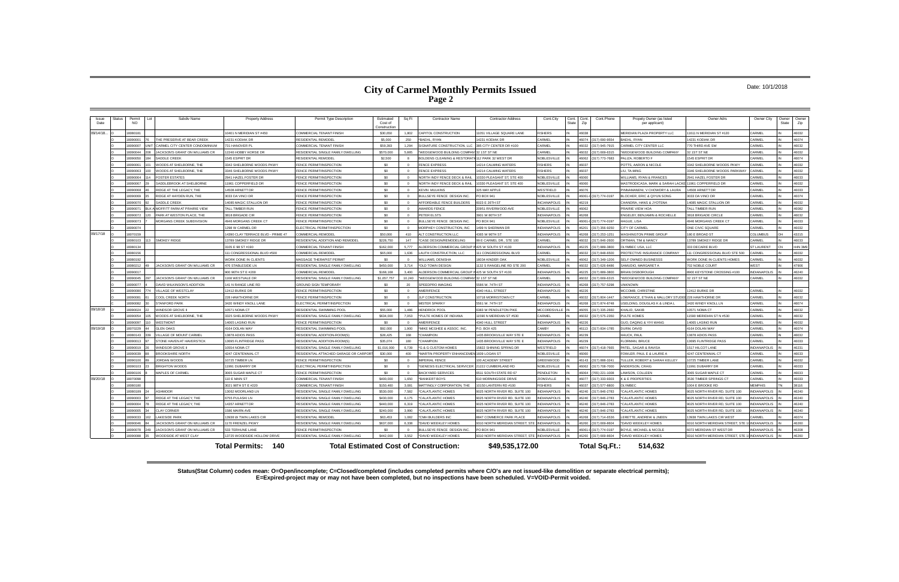# City of Carmel Monthly Permits Issued
## Page 2

Date: 10/1/2018

| Issue Date | Status | Permit NO | Lot | Subdiv Name | Property Address | Permit Type Description | Estimated Cost of Construction | Sq Ft | Contractor Name | Contractor Address | Cont.City | Cont. State | Cont. Zip | Cont.Phone | Propety Owner (as listed per applicant) | Owner Adrs | Owner City | Owner State | Owner Zip |
|---|---|---|---|---|---|---|---|---|---|---|---|---|---|---|---|---|---|---|---|
| 09/14/18 | O | 18080181 | | | 10401 N MERIDIAN ST #450 | COMMERCIAL TENANT FINISH | $30,650 | 1,802 | CAPITOL CONSTRUCTION | 11051 VILLAGE SQUARE LANE | FISHERS | IN | 46038 | | MERIDIAN PLAZA PROPERTY LLC | 11611 N MERIDIAN ST #120 | CARMEL | IN | 46032 |
| | O | 18090001 | 76 | THE PRESERVE AT BEAR CREEK | 14231 KODIAK DR | RESIDENTIAL REMODEL | $5,000 | 250 | *BAEHL, RYAN | 14231 KODIAK DR | CARMEL | IN | 46074 | (317) 690-9554 | BAEHL, RYAN | 14231 KODIAK DR | CARMEL | IN | 46074 |
| | O | 18090007 | UNIT | CARMEL CITY CENTER CONDOMINIUM | 731 HANOVER PL | COMMERCIAL TENANT FINISH | $59,393 | 1,294 | SIGNATURE CONSTRUCTION, LLC | 385 CITY CENTER DR #100 | CARMEL | IN | 46032 | (317) 945-7915 | CARMEL CITY CENTER LLC | 770 THIRD AVE SW | CARMEL | IN | 46032 |
| | O | 18090044 | 308 | JACKSON'S GRANT ON WILLIAMS CR | 12246 HOBBY HORSE DR | RESIDENTIAL SINGLE FAMILY DWELLING | $570,000 | 5,885 | *WEDGEWOOD BUILDING COMPANY | 32 1ST ST NE | CARMEL | IN | 46032 | (317) 669-6315 | *WEDGEWOOD BUILDING COMPANY | 32 1ST ST NE | CARMEL | IN | 46032 |
| | O | 18090050 | 184 | SADDLE CREEK | 1545 ESPRIT DR | RESIDENTIAL REMODEL | $2,500 | 8 | BOLDENS CLEANING & RESTORATI | 112 PARK 32 WEST DR | NOBLESVILLE | IN | 46062 | (317) 773-7683 | PALIZA, ROBERTO F | 1545 ESPRIT DR | CARMEL | IN | 46074 |
| | O | 18090061 | 101 | WOODS AT SHELBORNE, THE | 3342 SHELBORNE WOODS PKWY | FENCE PERMIT/INSPECTION | $0 | 0 | FENCE EXPRESS | 14214 CALMING WATERS | FISHERS | IN | 46038 | | POTTS, AARON & NICOLE | 3342 SHELBORNE WOODS PKWY | CARMEL | IN | 46032 |
| | O | 18090063 | 100 | WOODS AT SHELBORNE, THE | 3346 SHELBORNE WOODS PKWY | FENCE PERMIT/INSPECTION | $0 | 0 | FENCE EXPRESS | 14214 CALMING WATERS | FISHERS | IN | 46037 | | LIU, TA-MING | 3346 SHELBORNE WOODS PARKWAY | CARMEL | IN | 46032 |
| | O | 18090064 | 314 | FOSTER ESTATES | 2941 HAZEL FOSTER DR | FENCE PERMIT/INSPECTION | $0 | 0 | NORTH INDY FENCE DECK & RAIL | 10330 PLEASANT ST, STE 400 | NOBLESVILLE | IN | 46060 | | WILLIAMS, RYAN & FRANCES | 2941 HAZEL FOSTER DR | CARMEL | IN | 46033 |
| | O | 18090067 | 29 | SADDLEBROOK AT SHELBORNE | 11961 COPPERFIELD DR | FENCE PERMIT/INSPECTION | $0 | 0 | NORTH INDY FENCE DECK & RAIL | 10330 PLEASANT ST, STE 400 | NOBLESVILLE | IN | 46060 | | MASTRODICASA, MARK & SARAH LACKE | 11961 COPPERFIELD DR | CARMEL | IN | 46032 |
| | O | 18090068 | 46 | RIDGE AT THE LEGACY, THE | 14508 ARNETT DR | FENCE PERMIT/INSPECTION | $0 | 0 | KEVIN MULKINS | 325 MAY APPLE | WESTFIELD | IN | 46076 | | PINNAMANENI, V CHOWDRY & LAURA | 14508 ARNETT DR | CARMEL | IN | 46033 |
| | O | 18090069 | 35 | RIDGE AT HAYDEN RUN, THE | 3033 DA VINCI DR | FENCE PERMIT/INSPECTION | $0 | 0 | BULLSEYE FENCE DESIGN INC. | PO BOX 941 | NOBLESVILLE | IN | 46061-0 | (317) 774-0197 | BLOCHER, ERIC & QIYUN SONG | 3033 DA VINCI DR | CARMEL | IN | 46074 |
| | O | 18090070 | 92 | SADDLE CREEK | 14085 MAGIC STALLION DR | FENCE PERMIT/INSPECTION | $0 | 0 | AFFORDABLE FENCE BUILDERS | 8023 E 26TH ST | INDIANAPOLIS | IN | 46219 | | CHANDRA, HANS & JYOTSNA | 14085 MAGIC STALLION DR | CARMEL | IN | 46032 |
| | O | 18090071 | BLK A | MOFFITT FARM AT PRAIRIE VIEW | TALL TIMBER RUN | FENCE PERMIT/INSPECTION | $0 | 0 | AWARDS FENCE | 20951 RIVERWOOD AVE | NOBLESVILLE | IN | 46062 | | PRAIRIE VIEW HOA | TALL TIMBER RUN | CARMEL | IN | 46082 |
| | O | 18090072 | 120 | PARK AT WESTON PLACE, THE | 3818 BRIGADE CIR | FENCE PERMIT/INSPECTION | $0 | 0 | PETER ELSTS | 3801 W 80TH ST | INDIANAPOLIS | IN | 46268 | | ENGELBY, BENJAMIN & ROCHELLE | 3818 BRIGADE CIRCLE | CARMEL | IN | 46032 |
| | O | 18090073 | 7 | MORGANS CREEK SUBDIVISION | 4946 MORGANS CREEK CT | FENCE PERMIT/INSPECTION | $0 | 0 | BULLSEYE FENCE DESIGN INC. | PO BOX 941 | NOBLESVILLE | IN | 46061-0 | (317) 774-0197 | HAGUE, LISA | 4946 MORGANS CREEK CT | CARMEL | IN | 46033 |
| | O | 18090074 | | | 1298 W CARMEL DR | ELECTRICAL PERMIT/INSPECTION | $0 | 0 | MORPHEY CONSTRUCTION, INC. | 1499 N SHERMAN DR | INDIANAPOLIS | IN | 46201 | (317) 356-9250 | CITY OF CARMEL | ONE CIVIC SQUARE | CARMEL | IN | 46032 |
| 09/17/18 | O | 18070159 | | | 14390 CLAY TERRACE BLVD - PRIME 47 | COMMERCIAL REMODEL | $50,000 | 410 | ALT CONSTRUCTION LLC | 4365 W 96TH ST | INDIANAPOLIS | IN | 46268 | (317) 253-1251 | WASHINGTON PRIME GROUP | 180 E BROAD ST | COLUMBUS | OH | 43215 |
| | O | 18080103 | 313 | SMOKEY RIDGE | 13789 SMOKEY RIDGE DR | RESIDENTIAL ADDITION AND REMODEL | $228,750 | 147 | *CASE DESIGN/REMODELING | 99 E CARMEL DR., STE 100 | CARMEL | IN | 46032 | (317) 846-2600 | ORTMAN, TIM & NANCY | 13789 SMOKEY RIDGE DR | CARMEL | IN | 46033 |
| | O | 18080134 | | | 3105 E 98 ST #190 | COMMERCIAL TENANT FINISH | $182,000 | 5,777 | ALDERSON COMMERCIAL GROUP I | 425 W SOUTH ST #100 | INDIANAPOLIS | IN | 46225 | (317) 889-3800 | OLYMBEC USA, LLC | 333 DECARIE BLVD | ST LAURENT | CN | H4N 3M9 |
| | O | 18080156 | | | 111 CONGRESSIONAL BLVD #500 | COMMERCIAL REMODEL | $65,000 | 1,636 | LAUTH CONSTRUCTION, LLC | 111 CONGRESSIONAL BLVD | CARMEL | IN | 46032 | (317) 848-6500 | PROTECTIVE INSURANCE COMPANY | 111 CONGRESSIONAL BLVD STE 500 | CARMEL | IN | 46032 |
| | O | 18080192 | | | WORK DONE IN CLIENTS | MASSAGE THERAPIST PERMIT | $0 | 0 | WILLIAMS, DENISHA | 19034 KINDER OAK | NOBLESVILLE | IN | 46062 | (317) 349-1206 | SELF OWNED BUSINESSS | WORK DONE IN CLIENTS HOMES | CARMEL | IN | 46032 |
| | O | 18080212 | 49 | JACKSON'S GRANT ON WILLIAMS CR | 476 STABLESIDE LN | RESIDENTIAL SINGLE FAMILY DWELLING | $450,000 | 3,714 | *OLD TOWN DESIGN | 1132 S RANGELINE RD STE 200 | CARMEL | IN | 46032 | (317) 626-8486 | SAMUDIO, MARGARET A | 702 NOBLE COURT | WEST | IN | 47906 |
| | O | 18090017 | | | 900 96TH ST E #200 | COMMERCIAL REMODEL | $168,168 | 3,400 | ALDERSON COMMERCIAL GROUP I | 425 W SOUTH ST #100 | INDIANAPOLIS | IN | 46225 | (317) 889-3800 | BRIAN DISBOROUGH | 8900 KEYSTONE CROSSING #100 | INDIANAPOLIS | IN | 46240 |
| | O | 18090045 | 287 | JACKSON'S GRANT ON WILLIAMS CR | 1168 WESTVALE DR | RESIDENTIAL SINGLE FAMILY DWELLING | $1,037,757 | 10,240 | *WEDGEWOOD BUILDING COMPANY | 32 1ST ST NE | CARMEL | IN | 46032 | (317) 669-6315 | *WEDGEWOOD BUILDING COMPANY | 32 1ST ST NE | CARMEL | IN | 46032 |
| | O | 18090077 | 4 | DAVID WILKINSON'S ADDITION | 141 N RANGE LINE RD | GROUND SIGN TEMPORARY | $0 | 20 | SPEEDPRO IMAGING | 5580 W. 74TH ST | INDIANAPOLIS | IN | 46268 | (317) 757-5298 | UNKNOWN | | | | |
| | O | 18090080 | 774 | VILLAGE OF WESTCLAY | 12412 BURKE DR | FENCE PERMIT/INSPECTION | $0 | 0 | AMERIFENCE | 4340 HULL STREET | INDIANAPOLIS | IN | 46226 | | MCCOMB, CHRISTINE | 12412 BURKE DR | CARMEL | IN | 46032 |
| | O | 18090081 | 61 | COOL CREEK NORTH | 228 HAWTHORNE DR | FENCE PERMIT/INSPECTION | $0 | 0 | JLP CONSTRUCTION | 10718 MORRISTOWN CT | CARMEL | IN | 46032 | (317) 804-1447 | LOWRANCE, ETHAN & MALLORY STUDEB | 228 HAWTHORNE DR | CARMEL | IN | 46032 |
| | O | 18090082 | 30 | STANFORD PARK | 3420 WINDY KNOLL LANE | ELECTRICAL PERMIT/INSPECTION | $0 | 0 | MISTER SPARKY | 5561 W. 74TH ST | INDIANAPOLIS | IN | 46268 | (317) 874-8748 | USELDING, DOUGLAS K & LINDA L | 3420 WINDY KNOLL LN | CARMEL | IN | 46074 |
| 09/18/18 | O | 18090024 | 22 | WINDSOR GROVE II | 10571 NOMA CT | RESIDENTIAL SWIMMING POOL | $55,000 | 1,486 | HENDRICK POOL | 6383 W PENDLETON PIKE | MCCORDSVILLE | IN | 46055 | (317) 335-2660 | KHALID, SAKIB | 10571 NOMA CT | CARMEL | IN | 46032 |
| | O | 18090054 | 105 | WOODS AT SHELBORNE, THE | 3325 SHELBORNE WOODS PKWY | RESIDENTIAL SINGLE FAMILY DWELLING | $634,000 | 7,053 | *PULTE HOMES OF INDIANA | 11590 N MERIDIAN ST #530 | CARMEL | IN | 46032 | (317) 575-2350 | PULTE HOMES | 11590 MERIDIAN ST N #530 | CARMEL | IN | 46032 |
| | O | 18090097 | 310 | WESTMONT | 14065 LASINO RUN | FENCE PERMIT/INSPECTION | $0 | 0 | AMERIFENCE | 4340 HULL STREET | INDIANAPOLIS | IN | 46226 | | GUO, DAQING & YIYI WANG | 14065 LASINO RUN | CARMEL | IN | 46033 |
| 09/19/18 | O | 18070229 | 44 | GLEN OAKS | 4164 DOLAN WAY | RESIDENTIAL SWIMMING POOL | $92,000 | 1,900 | MIKE MCGHEE & ASSOC. INC. | P.O. BOX 425 | CAMBY | IN | 46113 | (317) 834-1785 | DURM, DAVID | 4164 DOLAN WAY | CARMEL | IN | 46074 |
| | O | 18080143 | 339 | VILLAGE OF MOUNT CARMEL | 13878 ADIOS PASS | RESIDENTIAL ADDITION-ROOM(S) | $28,425 | 168 | *CHAMPION | 1435 BROOKVILLE WAY STE E | INDIANAPOLIS | IN | 46239 | | HAUCK, PAUL | 13878 ADIOS PASS | CARMEL | IN | 46032 |
| | O | 18090013 | 97 | STONE HAVEN AT HAVERSTICK | 13695 FLINTRIDGE PASS | RESIDENTIAL ADDITION-ROOM(S) | $35,074 | 180 | *CHAMPION | 1435 BROOKVILLE WAY STE E | INDIANAPOLIS | IN | 46239 | | FLORMAN, BRUCE | 13695 FLINTRIDGE PASS | CARMEL | IN | 46033 |
| | O | 18090019 | 26 | WINDSOR GROVE II | 10554 NOMA CT | RESIDENTIAL SINGLE FAMILY DWELLING | $1,016,000 | 6,739 | *G & G CUSTOM HOMES | 15822 SHINING SPRING DR | WESTFIELD | IN | 46074 | (317) 418-7665 | PATEL, SAGAR & RAVISA | 1517 HILCOT LANE | INDIANAPOLIS | IN | 46231 |
| | O | 18090039 | 88 | BROOKSHIRE NORTH | 4247 CENTENNIAL CT | RESIDENTIAL ATTACHED GARAGE OR CARPORT | $30,000 | 400 | *MARTIN PROPERTY ENHANCEMEN | 1609 LOGAN ST | NOBLESVILLE | IN | 46060 | | FOWLER, PAUL E & LAURIE A | 4247 CENTENNIAL CT | CARMEL | IN | 46033 |
| | O | 18090100 | 89 | JORDAN WOODS | 10725 TIMBER LN | FENCE PERMIT/INSPECTION | $0 | 0 | IMPERIAL FENCE | 220 ACADEMY STREET | GREENWOOD | IN | 46143 | (317) 888-3241 | TULLER, ROBERT & SARAH KELLEY | 10725 TIMBER LANE | CARMEL | IN | 46032 |
| | O | 18090103 | 23 | BRIGHTON WOODS | 11991 DUBARRY DR | ELECTRICAL PERMIT/INSPECTION | $0 | 0 | *GENESIS ELECTRICAL SERVICES | 21222 CUMBERLAND RD | NOBLESVILLE | IN | 46062 | (317) 708-7000 | ANDERSON, CRAIG | 11991 DUBARRY DR | CARMEL | IN | 46033 |
| | O | 18090106 | 8 | MAPLES OF CARMEL | 3065 SUGAR MAPLE CT | FENCE PERMIT/INSPECTION | $0 | 0 | BACKYARD SERVICES | 6511 SOUTH STATE RD 67 | PENDLETON | IN | 46064 | (765) 221-1008 | LAWSON, COLLEEN | 3065 SUGAR MAPLE CT | CARMEL | IN | 46033 |
| 09/20/18 | O | 18070098 | | | 110 E MAIN ST | COMMERCIAL TENANT FINISH | $400,000 | 1,650 | *BANKERT BOYS | 610 MORNINGSIDE DRIVE | ZIONSVILLE | IN | 46077 | (317) 332-9303 | K & E PROPERTIES | 3530 TIMBER SPRINGS CT | CARMEL | IN | 46033 |
| | O | 18080180 | | | 3021 98TH ST E #220 | COMMERCIAL TENANT FINISH | $150,460 | 3,081 | MATTINGLY CORPORATION, THE | 10150 LANTERN RD #100 | FISHERS | IN | 46037 | (317) 577-8600 | OLYMBEC | 1004 E BROOKE RD | MEMPHIS | TN | 38116 |
| | O | 18080189 | 24 | ASHMOOR | 13062 MOORLAND LN | RESIDENTIAL SINGLE FAMILY DWELLING | $530,000 | 7,592 | *CALATLANTIC HOMES | 9025 NORTH RIVER RD, SUITE 100 | INDIANAPOLIS | IN | 46240 | (317) 846-2783 | *CALATLANTIC HOMES | 9025 NORTH RIVER RD, SUITE 100 | INDIANAPOLIS | IN | 46240 |
| | O | 18090003 | 97 | RIDGE AT THE LEGACY, THE | 6755 PULASKI LN | RESIDENTIAL SINGLE FAMILY DWELLING | $430,000 | 6,175 | *CALATLANTIC HOMES | 9025 NORTH RIVER RD, SUITE 100 | INDIANAPOLIS | IN | 46240 | (317) 846-2783 | *CALATLANTIC HOMES | 9025 NORTH RIVER RD, SUITE 100 | INDIANAPOLIS | IN | 46240 |
| | O | 18090004 | 78 | RIDGE AT THE LEGACY, THE | 14357 ARNETT DR | RESIDENTIAL SINGLE FAMILY DWELLING | $440,000 | 6,319 | *CALATLANTIC HOMES | 9025 NORTH RIVER RD, SUITE 100 | INDIANAPOLIS | IN | 46240 | (317) 846-2783 | *CALATLANTIC HOMES | 9025 NORTH RIVER RD, SUITE 100 | INDIANAPOLIS | IN | 46240 |
| | O | 18090005 | 34 | CLAY CORNER | 1586 MAIRN AVE | RESIDENTIAL SINGLE FAMILY DWELLING | $240,000 | 3,990 | *CALATLANTIC HOMES | 9025 NORTH RIVER RD, SUITE 100 | INDIANAPOLIS | IN | 46240 | (317) 846-2783 | *CALATLANTIC HOMES | 9025 NORTH RIVER RD, SUITE 100 | INDIANAPOLIS | IN | 46240 |
| | O | 18090033 | 162 | LAKESIDE PARK | 13938 W TWIN LAKES CIR | RESIDENTIAL REMODEL | $63,453 | 1,082 | *CMH BUILDERS INC. | 8847 COMMERCE PARK PLACE | INDIANAPOLIS | IN | 46268 | (317) 714-6536 | LERETTE, ANDREW & JNEEN | 13938 TWIN LAKES CIR WEST | CARMEL | IN | 46074 |
| | O | 18090046 | 84 | JACKSON'S GRANT ON WILLIAMS CR | 1170 FRENZEL PKWY | RESIDENTIAL SINGLE FAMILY DWELLING | $637,000 | 6,338 | *DAVID WEEKLEY HOMES | 9310 NORTH MERIDIAN STREET, STE 100 | INDIANAPOLIS | IN | 46260 | (317) 669-8604 | *DAVID WEEKLEY HOMES | 9310 NORTH MERIDIAN STREET, STE 100 | INDIANAPOLIS | IN | 46260 |
| | O | 18090078 | 249 | JACKSON'S GRANT ON WILLIAMS CR | 533 TERHUNE LANE | FENCE PERMIT/INSPECTION | $0 | 0 | BULLSEYE FENCE DESIGN INC. | PO BOX 941 | NOBLESVILLE | IN | 46061-0 | (317) 774-0197 | BOYLE, MICHAEL & NICOLE | 6072 MERIDIAN ST WEST DR | INDIANAPOLIS | IN | 46208 |
| | O | 18090088 | 35 | WOODSIDE AT WEST CLAY | 13725 WOODSIDE HOLLOW DRIVE | RESIDENTIAL SINGLE FAMILY DWELLING | $442,000 | 3,552 | *DAVID WEEKLEY HOMES | 9310 NORTH MERIDIAN STREET, STE 100 | INDIANAPOLIS | IN | 46260 | (317) 669-8604 | *DAVID WEEKLEY HOMES | 9310 NORTH MERIDIAN STREET, STE 100 | INDIANAPOLIS | IN | 46260 |

**Total Permits: 140** **Total Estimated Cost of Construction: $49,535,172.00** **Total Sq.Ft.: 514,632**

**Status(Stat Column) codes mean: O=Open/incomplete; C=Closed/completed (includes completed permits where C/O's are not issued-like demolition or separate electrical permits); E=Expired-project may or may not have been completed, but no inspections have been scheduled. V=VOID-Permit voided.**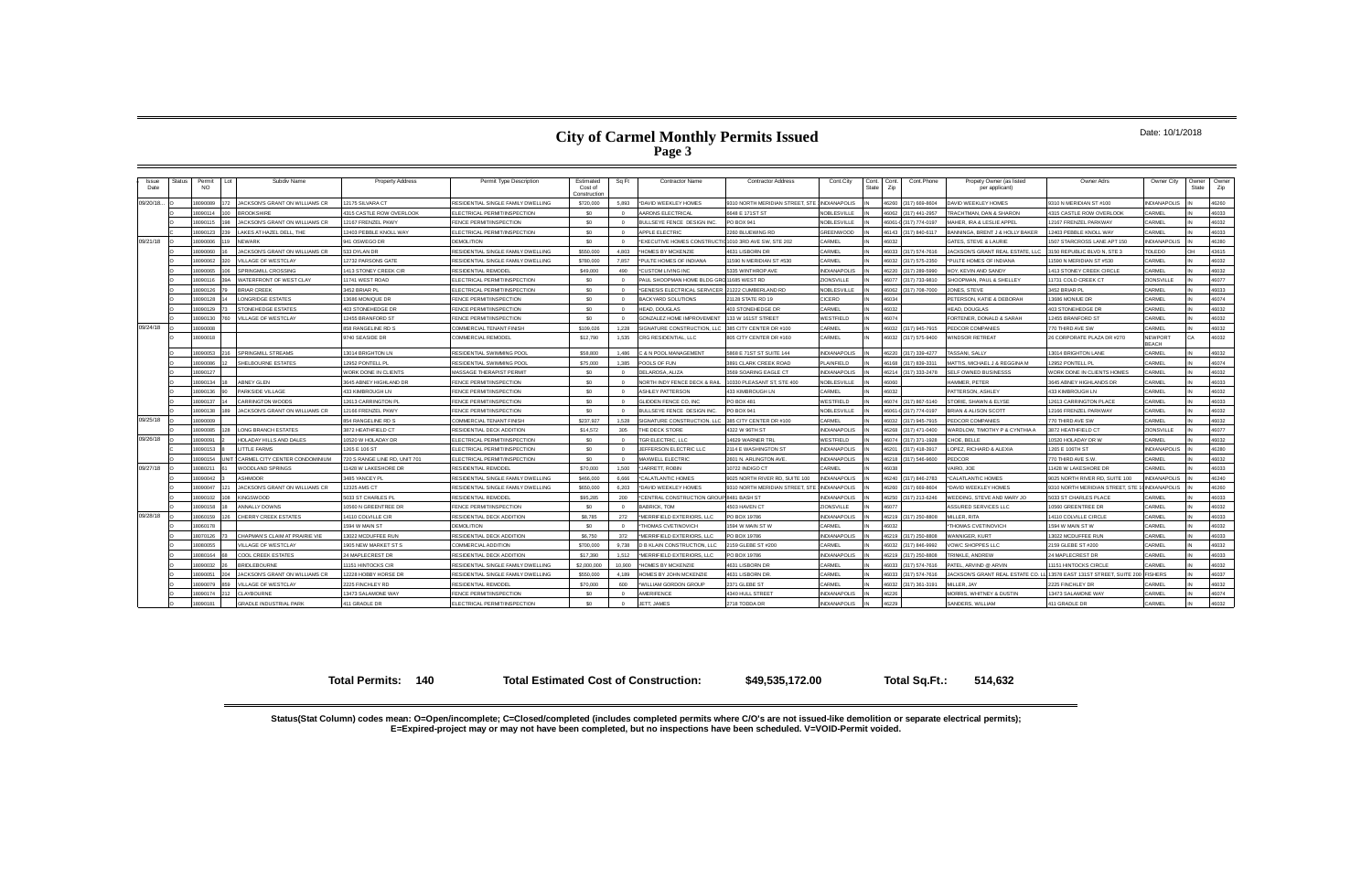# City of Carmel Monthly Permits Issued

Date: 10/1/2018

| Issue Date | Status | Permit NO. | Lot | Subdiv Name | Property Address | Permit Type Description | Estimated Cost of Construction | Sq Ft | Contractor Name | Contractor Address | Cont.City | Cont. State | Cont. Zip | Cont.Phone | Propety Owner (as listed per applicant) | Owner Adrs | Owner City | Owner State | Owner Zip |
|---|---|---|---|---|---|---|---|---|---|---|---|---|---|---|---|---|---|---|---|
| 09/20/18... | O | 18090089 | 172 | JACKSON'S GRANT ON WILLIAMS CR | 12175 SILVARA CT | RESIDENTIAL SINGLE FAMILY DWELLING | $720,000 | 5,893 | *DAVID WEEKLEY HOMES | 9310 NORTH MERIDIAN STREET, STE | INDIANAPOLIS | IN | 46260 | (317) 669-8604 | DAVID WEEKLEY HOMES | 9310 N MERIDIAN ST #100 | INDIANAPOLIS | IN | 46260 |
| | O | 18090114 | 100 | BROOKSHIRE | 4315 CASTLE ROW OVERLOOK | ELECTRICAL PERMIT/INSPECTION | $0 | 0 | AARONS ELECTRICAL | 6648 E 171ST ST | NOBLESVILLE | IN | 46062 | (317) 441-2957 | TRACHTMAN, DAN & SHARON | 4315 CASTLE ROW OVERLOOK | CARMEL | IN | 46033 |
| | O | 18090115 | 198 | JACKSON'S GRANT ON WILLIAMS CR | 12167 FRENZEL PKWY | FENCE PERMIT/INSPECTION | $0 | 0 | BULLSEYE FENCE DESIGN INC. | PO BOX 941 | NOBLESVILLE | IN | 46061-0 | (317) 774-0197 | MAHER, IRA & LESLIE APPEL | 12167 FRENZEL PARKWAY | CARMEL | IN | 46032 |
| | C | 18090123 | 239 | LAKES AT HAZEL DELL, THE | 12403 PEBBLE KNOLL WAY | ELECTRICAL PERMIT/INSPECTION | $0 | 0 | APPLE ELECTRIC | 2260 BLUEWING RD | GREENWOOD | IN | 46143 | (317) 840-6117 | BANNINGA, BRENT J & HOLLY BAKER | 12403 PEBBLE KNOLL WAY | CARMEL | IN | 46033 |
| 09/21/18 | O | 18090006 | 119 | NEWARK | 941 OSWEGO DR | DEMOLITION | $0 | 0 | *EXECUTIVE HOMES CONSTRUCTIO | 1010 3RD AVE SW, STE 202 | CARMEL | IN | 46032 | | GATES, STEVE & LAURIE | 1507 STARCROSS LANE APT 150 | INDIANAPOLIS | IN | 46280 |
| | O | 18090060 | 16 | JACKSON'S GRANT ON WILLIAMS CR | 533 DYLAN DR | RESIDENTIAL SINGLE FAMILY DWELLING | $550,000 | 4,803 | *HOMES BY MCKENZIE | 4631 LISBORN DR | CARMEL | IN | 46033 | (317) 574-7616 | JACKSON'S GRANT REAL ESTATE, LLC | 3150 REPUBLIC BLVD N, STE 3 | TOLEDO | OH | 43615 |
| | O | 18090062 | 320 | VILLAGE OF WESTCLAY | 12732 PARSONS GATE | RESIDENTIAL SINGLE FAMILY DWELLING | $780,000 | 7,857 | *PULTE HOMES OF INDIANA | 11590 N MERIDIAN ST #530 | CARMEL | IN | 46032 | (317) 575-2350 | *PULTE HOMES OF INDIANA | 11590 N MERIDIAN ST #530 | CARMEL | IN | 46032 |
| | O | 18090065 | 106 | SPRINGMILL CROSSING | 1413 STONEY CREEK CIR | RESIDENTIAL REMODEL | $49,000 | 490 | *CUSTOM LIVING INC. | 5335 WINTHROP AVE | INDIANAPOLIS | IN | 46220 | (317) 289-5990 | HOY, KEVIN AND SANDY | 1413 STONEY CREEK CIRCLE | CARMEL | IN | 46032 |
| | O | 18090116 | 39A | WATERFRONT OF WEST CLAY | 11741 WEST ROAD | ELECTRICAL PERMIT/INSPECTION | $0 | 0 | PAUL SHOOPMAN HOME BLDG GRO | 11685 WEST RD | ZIONSVILLE | IN | 46077 | (317) 733-9810 | SHOOPMAN, PAUL & SHELLEY | 11731 COLD CREEK CT | ZIONSVILLE | IN | 46077 |
| | O | 18090126 | 79 | BRIAR CREEK | 3452 BRIAR PL | ELECTRICAL PERMIT/INSPECTION | $0 | 0 | *GENESIS ELECTRICAL SERVICES | 21222 CUMBERLAND RD | NOBLESVILLE | IN | 46062 | (317) 708-7000 | JONES, STEVE | 3452 BRIAR PL | CARMEL | IN | 46033 |
| | O | 18090128 | 14 | LONGRIDGE ESTATES | 13686 MONIQUE DR | FENCE PERMIT/INSPECTION | $0 | 0 | BACKYARD SOLUTIONS | 21128 STATE RD 19 | CICERO | IN | 46034 | | PETERSON, KATIE & DEBORAH | 13686 MONIUE DR | CARMEL | IN | 46074 |
| | O | 18090129 | 73 | STONEHEDGE ESTATES | 403 STONEHEDGE DR | FENCE PERMIT/INSPECTION | $0 | 0 | HEAD, DOUGLAS | 403 STONEHEDGE DR | CARMEL | IN | 46032 | | HEAD, DOUGLAS | 403 STONEHEDGE DR | CARMEL | IN | 46032 |
| | O | 18090130 | 760 | VILLAGE OF WESTCLAY | 12455 BRANFORD ST | FENCE PERMIT/INSPECTION | $0 | 0 | GONZALEZ HOME IMPROVEMENT | 133 W 161ST STREET | WESTFIELD | IN | 46074 | | FORTENER, DONALD & SARAH | 12455 BRANFORD ST | CARMEL | IN | 46032 |
| 09/24/18 | O | 18090008 | | | 858 RANGELINE RD S | COMMERCIAL TENANT FINISH | $109,026 | 1,228 | SIGNATURE CONSTRUCTION, LLC | 385 CITY CENTER DR #100 | CARMEL | IN | 46032 | (317) 945-7915 | PEDCOR COMPANIES | 770 THIRD AVE SW | CARMEL | IN | 46032 |
| | O | 18090018 | | | 9740 SEASIDE DR | COMMERCIAL REMODEL | $12,790 | 1,535 | CRG RESIDENTIAL, LLC | 805 CITY CENTER DR #160 | CARMEL | IN | 46032 | (317) 575-9400 | WINDSOR RETREAT | 26 CORPORATE PLAZA DR #270 | NEWPORT BEACH | CA | 46032 |
| | O | 18090053 | 216 | SPRINGMILL STREAMS | 13014 BRIGHTON LN | RESIDENTIAL SWIMMING POOL | $58,800 | 1,486 | C & N POOL MANAGEMENT | 5868 E 71ST ST SUITE 144 | INDIANAPOLIS | IN | 46220 | (317) 339-4277 | TASSANI, SALLY | 13014 BRIGHTON LANE | CARMEL | IN | 46032 |
| | O | 18090086 | 12 | SHELBOURNE ESTATES | 12952 PONTELL PL | RESIDENTIAL SWIMMING POOL | $75,000 | 1,385 | POOLS OF FUN | 3891 CLARK CREEK ROAD | PLAINFIELD | IN | 46168 | (317) 839-3311 | MATTIS, MICHAEL J & REGGINA M | 12952 PONTELL PL | CARMEL | IN | 46074 |
| | O | 18090127 | | | WORK DONE IN CLIENTS | MASSAGE THERAPIST PERMIT | $0 | 0 | DELAROSA, ALIZA | 3569 SOARING EAGLE CT | INDIANAPOLIS | IN | 46214 | (317) 333-2478 | SELF OWNED BUSINESSS | WORK DONE IN CLIENTS HOMES | CARMEL | IN | 46032 |
| | O | 18090134 | 18 | ABNEY GLEN | 3645 ABNEY HIGHLAND DR | FENCE PERMIT/INSPECTION | $0 | 0 | NORTH INDY FENCE DECK & RAIL | 10310 PLEASANT ST, STE 400 | NOBLESVILLE | IN | 46060 | | HAMMER, PETER | 3645 ABNEY HIGHLANDS DR | CARMEL | IN | 46033 |
| | O | 18090136 | 90 | PARKSIDE VILLAGE | 433 KIMBROUGH LN | FENCE PERMIT/INSPECTION | $0 | 0 | ASHLEY PATTERSON | 433 KIMBROUGH LN | CARMEL | IN | 46032 | | PATTERSON, ASHLEY | 433 KIMBROUGH LN | CARMEL | IN | 46032 |
| | O | 18090137 | 14 | CARRINGTON WOODS | 12613 CARRINGTON PL | FENCE PERMIT/INSPECTION | $0 | 0 | GLIDDEN FENCE CO, INC | PO BOX 481 | WESTFIELD | IN | 46074 | (317) 867-5140 | STORIE, SHAWN & ELYSE | 12613 CARRINGTON PLACE | CARMEL | IN | 46033 |
| | O | 18090138 | 189 | JACKSON'S GRANT ON WILLIAMS CR | 12166 FRENZEL PKWY | FENCE PERMIT/INSPECTION | $0 | 0 | BULLSEYE FENCE DESIGN INC. | PO BOX 941 | NOBLESVILLE | IN | 46061-0 | (317) 774-0197 | BRIAN & ALISON SCOTT | 12166 FRENZEL PARKWAY | CARMEL | IN | 46032 |
| 09/25/18 | O | 18090009 | | | 854 RANGELINE RD S | COMMERCIAL TENANT FINISH | $237,927 | 1,528 | SIGNATURE CONSTRUCTION, LLC | 385 CITY CENTER DR #100 | CARMEL | IN | 46032 | (317) 945-7915 | PEDCOR COMPANIES | 770 THIRD AVE SW | CARMEL | IN | 46032 |
| | O | 18090085 | 128 | LONG BRANCH ESTATES | 3872 HEATHFIELD CT | RESIDENTIAL DECK ADDITION | $14,572 | 305 | THE DECK STORE | 4322 W 96TH ST | INDIANAPOLIS | IN | 46268 | (317) 471-0400 | WARDLOW, TIMOTHY P & CYNTHIA A | 3872 HEATHFIELD CT | ZIONSVILLE | IN | 46077 |
| 09/26/18 | O | 18090091 | 2 | HOLADAY HILLS AND DALES | 10520 W HOLADAY DR | ELECTRICAL PERMIT/INSPECTION | $0 | 0 | TGR ELECTRIC, LLC | 14629 WARNER TRL | WESTFIELD | IN | 46074 | (317) 371-1928 | CHOE, BELLE | 10520 HOLADAY DR W | CARMEL | IN | 46032 |
| | C | 18090153 | 8 | LITTLE FARMS | 1265 E 106 ST | ELECTRICAL PERMIT/INSPECTION | $0 | 0 | JEFFERSON ELECTRIC LLC | 2114 E WASHINGTON ST | INDIANAPOLIS | IN | 46201 | (317) 418-3917 | LOPEZ, RICHARD & ALEXIA | 1265 E 106TH ST | INDIANAPOLIS | IN | 46280 |
| | O | 18090154 | UNIT | CARMEL CITY CENTER CONDOMINIUM | 720 S RANGE LINE RD, UNIT 701 | ELECTRICAL PERMIT/INSPECTION | $0 | 0 | MAXWELL ELECTRIC | 2601 N. ARLINGTON AVE. | INDIANAPOLIS | IN | 46218 | (317) 546-9600 | PEDCOR | 770 THIRD AVE S.W. | CARMEL | IN | 46032 |
| 09/27/18 | O | 18080211 | 51 | WOODLAND SPRINGS | 11428 W LAKESHORE DR | RESIDENTIAL REMODEL | $70,000 | 1,500 | *JARRETT, ROBIN | 10722 INDIGO CT | CARMEL | IN | 46038 | | VARO, JOE | 11428 W LAKESHORE DR | CARMEL | IN | 46033 |
| | O | 18090042 | 3 | ASHMOOR | 3485 YANCEY PL | RESIDENTIAL SINGLE FAMILY DWELLING | $466,000 | 6,666 | *CALATLANTIC HOMES | 9025 NORTH RIVER RD, SUITE 100 | INDIANAPOLIS | IN | 46240 | (317) 846-2783 | *CALATLANTIC HOMES | 9025 NORTH RIVER RD, SUITE 100 | INDIANAPOLIS | IN | 46240 |
| | O | 18090047 | 121 | JACKSON'S GRANT ON WILLIAMS CR | 12325 AMS CT | RESIDENTIAL SINGLE FAMILY DWELLING | $650,000 | 6,203 | *DAVID WEEKLEY HOMES | 9310 NORTH MERIDIAN STREET, STE | INDIANAPOLIS | IN | 46260 | (317) 669-8604 | *DAVID WEEKLEY HOMES | 9310 NORTH MERIDIAN STREET, STE 1 | INDIANAPOLIS | IN | 46260 |
| | O | 18090102 | 108 | KINGSWOOD | 5033 ST CHARLES PL | RESIDENTIAL REMODEL | $95,285 | 200 | *CENTRAL CONSTRUCTION GROUP | 9481 BASH ST | INDIANAPOLIS | IN | 46250 | (317) 213-6246 | WEDDING, STEVE AND MARY JO | 5033 ST CHARLES PLACE | CARMEL | IN | 46033 |
| | O | 18090158 | 18 | ANNALLY DOWNS | 10560 N GREENTREE DR | FENCE PERMIT/INSPECTION | $0 | 0 | BABRICK, TOM | 4503 HAVEN CT | ZIONSVILLE | IN | 46077 | | ASSURED SERVICES LLC | 10560 GREENTREE DR | CARMEL | IN | 46032 |
| 09/28/18 | O | 18060159 | 126 | CHERRY CREEK ESTATES | 14110 COLVILLE CIR | RESIDENTIAL DECK ADDITION | $8,785 | 272 | *MERRIFIELD EXTERIORS, LLC | PO BOX 19786 | INDIANAPOLIS | IN | 46219 | (317) 250-8808 | MILLER, RITA | 14110 COLVILLE CIRCLE | CARMEL | IN | 46033 |
| | O | 18060178 | | | 1594 W MAIN ST | DEMOLITION | $0 | 0 | *THOMAS CVETINOVICH | 1594 W MAIN ST W | CARMEL | IN | 46032 | | *THOMAS CVETINOVICH | 1594 W MAIN ST W | CARMEL | IN | 46032 |
| | O | 18070126 | 73 | CHAPMAN'S CLAIM AT PRAIRIE VIE | 13022 MCDUFFEE RUN | RESIDENTIAL DECK ADDITION | $6,750 | 372 | *MERRIFIELD EXTERIORS, LLC | PO BOX 19786 | INDIANAPOLIS | IN | 46219 | (317) 250-8808 | WANNIGER, KURT | 13022 MCDUFFEE RUN | CARMEL | IN | 46033 |
| | O | 18080055 | | VILLAGE OF WESTCLAY | 1905 NEW MARKET ST S | COMMERCIAL ADDITION | $700,000 | 9,738 | D B KLAIN CONSTRUCTION, LLC | 2159 GLEBE ST #200 | CARMEL | IN | 46032 | (317) 846-9992 | VOWC SHOPPES LLC | 2159 GLEBE ST #200 | CARMEL | IN | 46032 |
| | O | 18080164 | 68 | COOL CREEK ESTATES | 24 MAPLECREST DR | RESIDENTIAL DECK ADDITION | $17,390 | 1,512 | *MERRIFIELD EXTERIORS, LLC | PO BOX 19786 | INDIANAPOLIS | IN | 46219 | (317) 250-8808 | TRINKLE, ANDREW | 24 MAPLECREST DR | CARMEL | IN | 46033 |
| | O | 18090032 | 36 | BRIDLEBOURNE | 11151 HINTOCKS CIR | RESIDENTIAL SINGLE FAMILY DWELLING | $2,000,000 | 10,900 | *HOMES BY MCKENZIE | 4631 LISBORN DR | CARMEL | IN | 46033 | (317) 574-7616 | PATEL, ARVIND @ ARVIN | 11151 HINTOCKS CIRCLE | CARMEL | IN | 46032 |
| | O | 18090051 | 204 | JACKSON'S GRANT ON WILLIAMS CR | 12228 HOBBY HORSE DR | RESIDENTIAL SINGLE FAMILY DWELLING | $550,000 | 4,199 | HOMES BY JOHN MCKENZIE | 4631 LISBORN DR. | CARMEL | IN | 46033 | (317) 574-7616 | JACKSON'S GRANT REAL ESTATE CO. LL | 13578 EAST 131ST STREET, SUITE 200 | FISHERS | IN | 46037 |
| | O | 18090079 | 859 | VILLAGE OF WESTCLAY | 2225 FINCHLEY RD | RESIDENTIAL REMODEL | $70,000 | 600 | *WILLIAM GORDON GROUP | 2371 GLEBE ST | CARMEL | IN | 46032 | (317) 361-3191 | MILLER, JAY | 2225 FINCHLEY DR | CARMEL | IN | 46032 |
| | O | 18090174 | 212 | CLAYBOURNE | 13473 SALAMONE WAY | FENCE PERMIT/INSPECTION | $0 | 0 | AMERIFENCE | 4340 HULL STREET | INDIANAPOLIS | IN | 46226 | | MORRIS, WHITNEY & DUSTIN | 13473 SALAMONE WAY | CARMEL | IN | 46074 |
| | O | 18090181 | | GRADLE INDUSTRIAL PARK | 411 GRADLE DR | ELECTRICAL PERMIT/INSPECTION | $0 | 0 | JETT, JAMES | 2718 TODDA DR | INDIANAPOLIS | IN | 46229 | | SANDERS, WILLIAM | 411 GRADLE DR | CARMEL | IN | 46032 |

**Total Permits:** 140 **Total Estimated Cost of Construction:** $49,535,172.00 **Total Sq.Ft.:** 514,632

**Status(Stat Column) codes mean: O=Open/incomplete; C=Closed/completed (includes completed permits where C/O's are not issued-like demolition or separate electrical permits); E=Expired-project may or may not have been completed, but no inspections have been scheduled. V=VOID-Permit voided.**